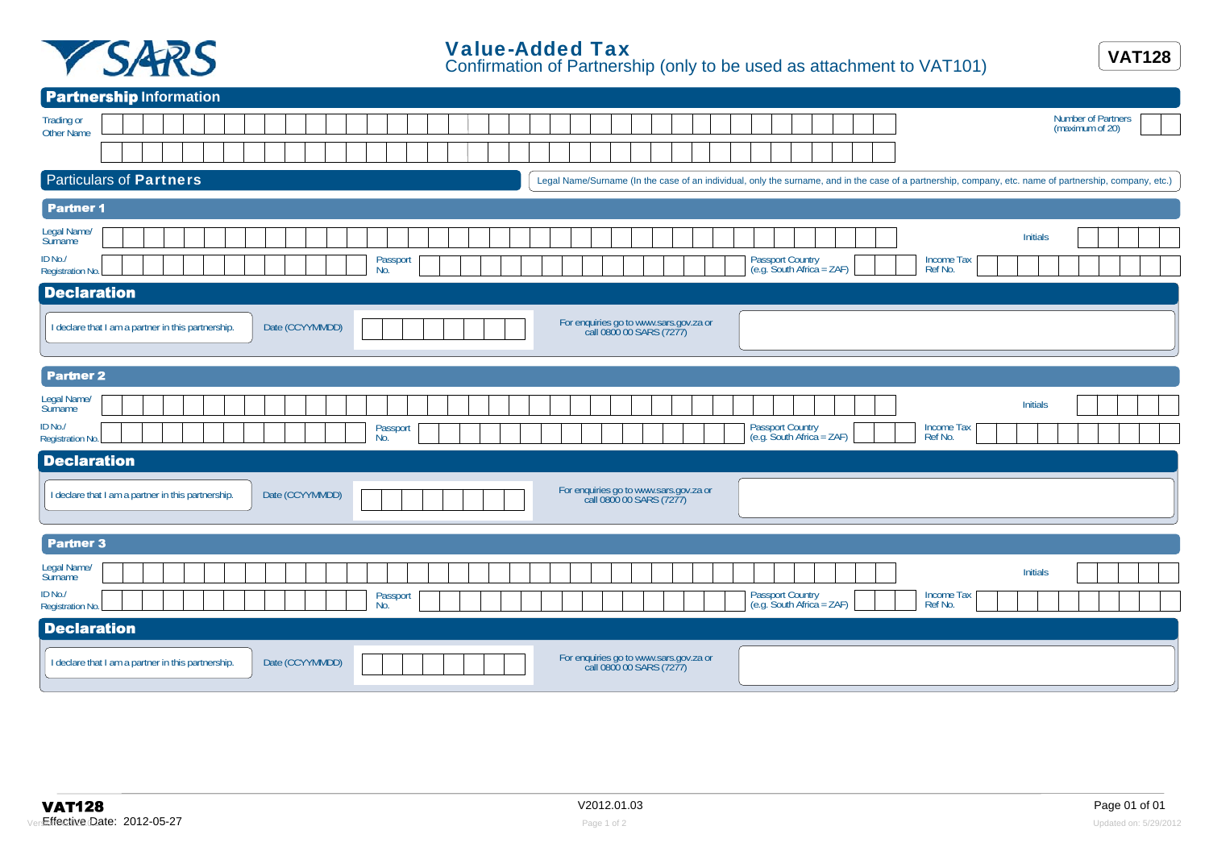SARS

# Value-Added Tax

Confirmation of Partnership (only to be used as attachment to VAT101)

**VAT128**

## Partnership Information

| Trading or Other Name | | Number of Partners (maximum of 20) | |
|---|---|---|---|

## Particulars of Partners

Legal Name/Surname (In the case of an individual, only the surname, and in the case of a partnership, company, etc. name of partnership, company, etc.)

### Partner 1

| Legal Name/ Surname | | Initials | |
|---|---|---|---|
| ID No./ Registration No. | | Passport No. | |
| Passport Country (e.g. South Africa = ZAF) | | Income Tax Ref No. | |

### Declaration

I declare that I am a partner in this partnership.

Date (CCYYMMDD)

For enquiries go to www.sars.gov.za or call 0800 00 SARS (7277)

### Partner 2

| Legal Name/ Surname | | Initials | |
|---|---|---|---|
| ID No./ Registration No. | | Passport No. | |
| Passport Country (e.g. South Africa = ZAF) | | Income Tax Ref No. | |

### Declaration

I declare that I am a partner in this partnership.

Date (CCYYMMDD)

For enquiries go to www.sars.gov.za or call 0800 00 SARS (7277)

### Partner 3

| Legal Name/ Surname | | Initials | |
|---|---|---|---|
| ID No./ Registration No. | | Passport No. | |
| Passport Country (e.g. South Africa = ZAF) | | Income Tax Ref No. | |

### Declaration

I declare that I am a partner in this partnership.

Date (CCYYMMDD)

For enquiries go to www.sars.gov.za or call 0800 00 SARS (7277)

**VAT128**

Effective Date: 2012-05-27

V2012.01.03

Updated on: 5/29/2012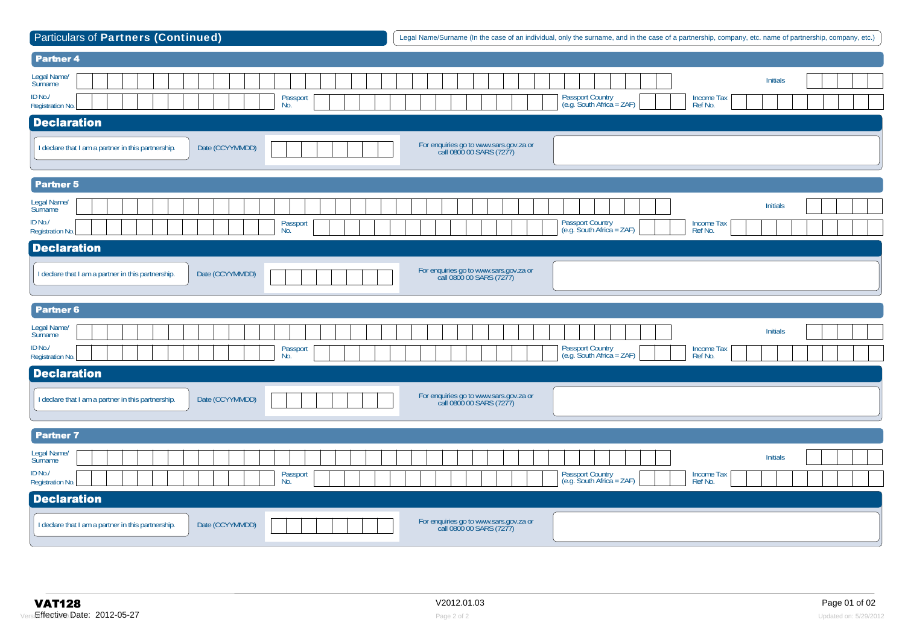## Particulars of Partners (Continued)

Legal Name/Surname (In the case of an individual, only the surname, and in the case of a partnership, company, etc. name of partnership, company, etc.)

### Partner 4

Legal Name/ Surname | Initials

ID No./ Registration No. | Passport No. | Passport Country (e.g. South Africa = ZAF) | Income Tax Ref No.

### Declaration

I declare that I am a partner in this partnership. | Date (CCYYMMDD)

For enquiries go to www.sars.gov.za or call 0800 00 SARS (7277)

### Partner 5

Legal Name/ Surname | Initials

ID No./ Registration No. | Passport No. | Passport Country (e.g. South Africa = ZAF) | Income Tax Ref No.

### Declaration

I declare that I am a partner in this partnership. | Date (CCYYMMDD)

For enquiries go to www.sars.gov.za or call 0800 00 SARS (7277)

### Partner 6

Legal Name/ Surname | Initials

ID No./ Registration No. | Passport No. | Passport Country (e.g. South Africa = ZAF) | Income Tax Ref No.

### Declaration

I declare that I am a partner in this partnership. | Date (CCYYMMDD)

For enquiries go to www.sars.gov.za or call 0800 00 SARS (7277)

### Partner 7

Legal Name/ Surname | Initials

ID No./ Registration No. | Passport No. | Passport Country (e.g. South Africa = ZAF) | Income Tax Ref No.

### Declaration

I declare that I am a partner in this partnership. | Date (CCYYMMDD)

For enquiries go to www.sars.gov.za or call 0800 00 SARS (7277)